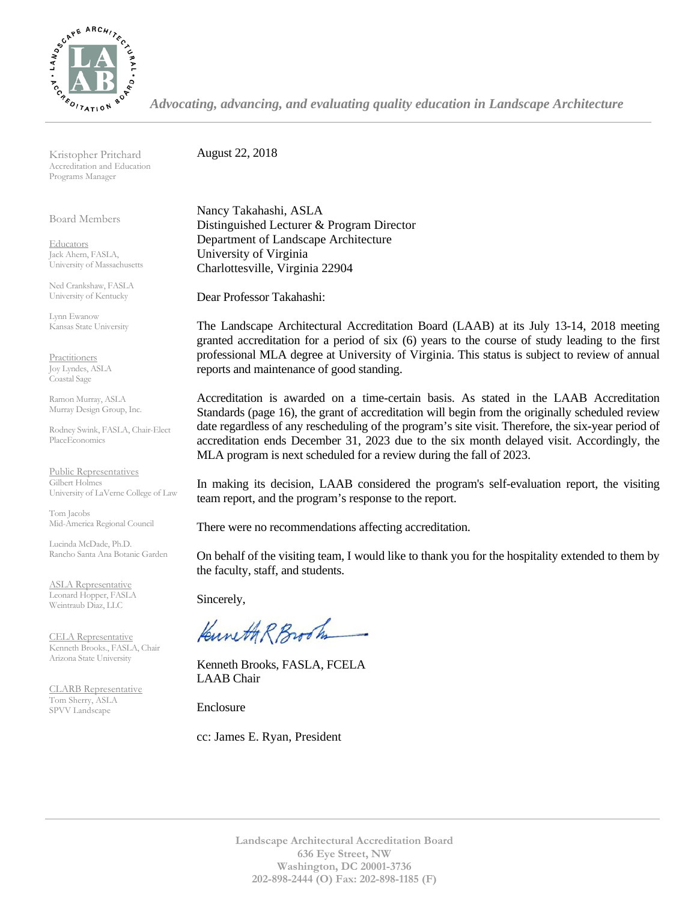*Advocating, advancing, and evaluating quality education in Landscape Architecture*

Kristopher Pritchard
Accreditation and Education Programs Manager

Board Members

Educators
Jack Ahern, FASLA, University of Massachusetts

Ned Crankshaw, FASLA
University of Kentucky

Lynn Ewanow
Kansas State University

Practitioners
Joy Lyndes, ASLA
Coastal Sage

Ramon Murray, ASLA
Murray Design Group, Inc.

Rodney Swink, FASLA, Chair-Elect
PlaceEconomics

Public Representatives
Gilbert Holmes
University of LaVerne College of Law

Tom Jacobs
Mid-America Regional Council

Lucinda McDade, Ph.D.
Rancho Santa Ana Botanic Garden

ASLA Representative
Leonard Hopper, FASLA
Weintraub Diaz, LLC

CELA Representative
Kenneth Brooks., FASLA, Chair
Arizona State University

CLARB Representative
Tom Sherry, ASLA
SPVV Landscape

August 22, 2018

Nancy Takahashi, ASLA
Distinguished Lecturer & Program Director
Department of Landscape Architecture
University of Virginia
Charlottesville, Virginia 22904

Dear Professor Takahashi:

The Landscape Architectural Accreditation Board (LAAB) at its July 13-14, 2018 meeting granted accreditation for a period of six (6) years to the course of study leading to the first professional MLA degree at University of Virginia. This status is subject to review of annual reports and maintenance of good standing.

Accreditation is awarded on a time-certain basis. As stated in the LAAB Accreditation Standards (page 16), the grant of accreditation will begin from the originally scheduled review date regardless of any rescheduling of the program's site visit. Therefore, the six-year period of accreditation ends December 31, 2023 due to the six month delayed visit. Accordingly, the MLA program is next scheduled for a review during the fall of 2023.

In making its decision, LAAB considered the program's self-evaluation report, the visiting team report, and the program's response to the report.

There were no recommendations affecting accreditation.

On behalf of the visiting team, I would like to thank you for the hospitality extended to them by the faculty, staff, and students.

Sincerely,

Kenneth Brooks, FASLA, FCELA
LAAB Chair

Enclosure

cc: James E. Ryan, President

**Landscape Architectural Accreditation Board**
**636 Eye Street, NW**
**Washington, DC 20001-3736**
**202-898-2444 (O) Fax: 202-898-1185 (F)**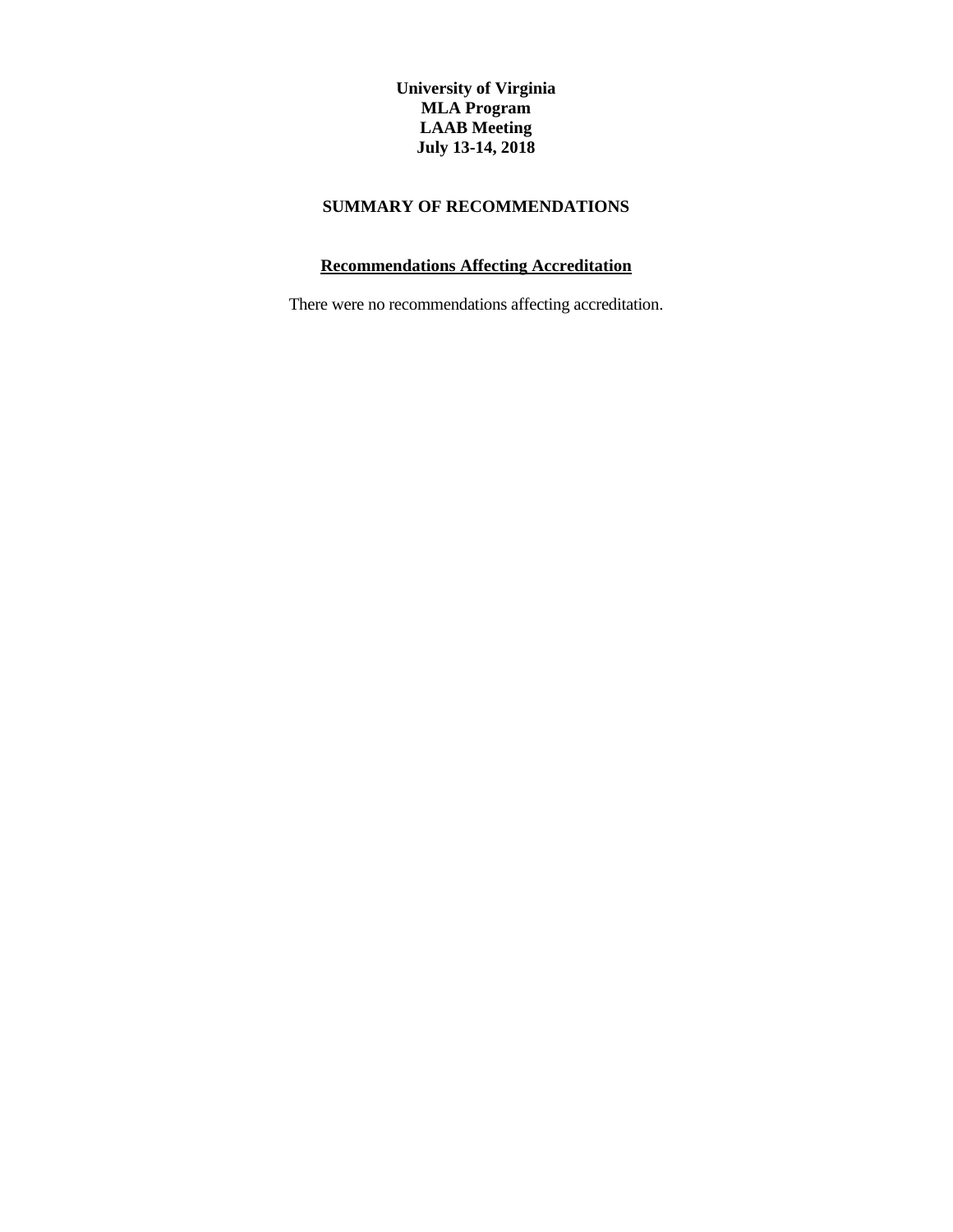**University of Virginia**
**MLA Program**
**LAAB Meeting**
**July 13-14, 2018**

## SUMMARY OF RECOMMENDATIONS

### Recommendations Affecting Accreditation

There were no recommendations affecting accreditation.